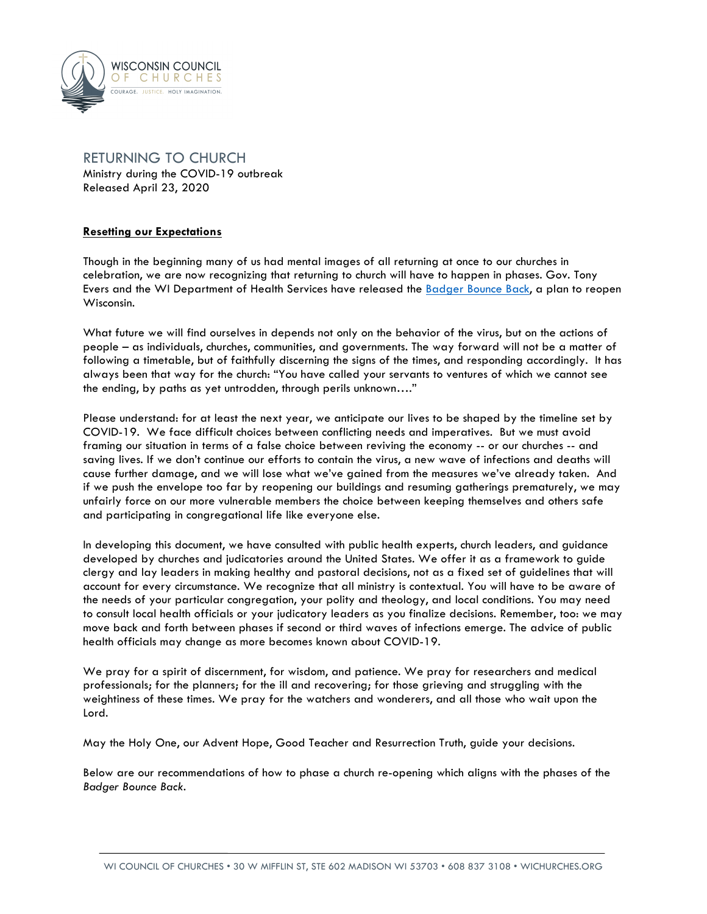WISCONSIN COUNCIL OF CHURCHES

COURAGE. JUSTICE. HOLY IMAGINATION.

# RETURNING TO CHURCH

Ministry during the COVID-19 outbreak
Released April 23, 2020

## **Resetting our Expectations**

Though in the beginning many of us had mental images of all returning at once to our churches in celebration, we are now recognizing that returning to church will have to happen in phases. Gov. Tony Evers and the WI Department of Health Services have released the Badger Bounce Back, a plan to reopen Wisconsin.

What future we will find ourselves in depends not only on the behavior of the virus, but on the actions of people – as individuals, churches, communities, and governments. The way forward will not be a matter of following a timetable, but of faithfully discerning the signs of the times, and responding accordingly. It has always been that way for the church: "You have called your servants to ventures of which we cannot see the ending, by paths as yet untrodden, through perils unknown…."

Please understand: for at least the next year, we anticipate our lives to be shaped by the timeline set by COVID-19. We face difficult choices between conflicting needs and imperatives. But we must avoid framing our situation in terms of a false choice between reviving the economy -- or our churches -- and saving lives. If we don't continue our efforts to contain the virus, a new wave of infections and deaths will cause further damage, and we will lose what we've gained from the measures we've already taken. And if we push the envelope too far by reopening our buildings and resuming gatherings prematurely, we may unfairly force on our more vulnerable members the choice between keeping themselves and others safe and participating in congregational life like everyone else.

In developing this document, we have consulted with public health experts, church leaders, and guidance developed by churches and judicatories around the United States. We offer it as a framework to guide clergy and lay leaders in making healthy and pastoral decisions, not as a fixed set of guidelines that will account for every circumstance. We recognize that all ministry is contextual. You will have to be aware of the needs of your particular congregation, your polity and theology, and local conditions. You may need to consult local health officials or your judicatory leaders as you finalize decisions. Remember, too: we may move back and forth between phases if second or third waves of infections emerge. The advice of public health officials may change as more becomes known about COVID-19.

We pray for a spirit of discernment, for wisdom, and patience. We pray for researchers and medical professionals; for the planners; for the ill and recovering; for those grieving and struggling with the weightiness of these times. We pray for the watchers and wonderers, and all those who wait upon the Lord.

May the Holy One, our Advent Hope, Good Teacher and Resurrection Truth, guide your decisions.

Below are our recommendations of how to phase a church re-opening which aligns with the phases of the *Badger Bounce Back*.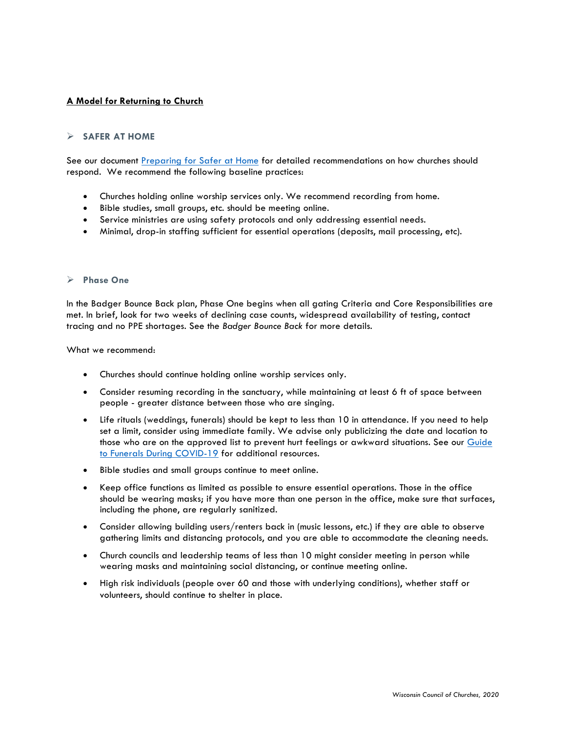**A Model for Returning to Church**

## ➢ SAFER AT HOME

See our document Preparing for Safer at Home for detailed recommendations on how churches should respond. We recommend the following baseline practices:

- Churches holding online worship services only. We recommend recording from home.
- Bible studies, small groups, etc. should be meeting online.
- Service ministries are using safety protocols and only addressing essential needs.
- Minimal, drop-in staffing sufficient for essential operations (deposits, mail processing, etc).

## ➢ Phase One

In the Badger Bounce Back plan, Phase One begins when all gating Criteria and Core Responsibilities are met. In brief, look for two weeks of declining case counts, widespread availability of testing, contact tracing and no PPE shortages. See the *Badger Bounce Back* for more details.

What we recommend:

- Churches should continue holding online worship services only.
- Consider resuming recording in the sanctuary, while maintaining at least 6 ft of space between people - greater distance between those who are singing.
- Life rituals (weddings, funerals) should be kept to less than 10 in attendance. If you need to help set a limit, consider using immediate family. We advise only publicizing the date and location to those who are on the approved list to prevent hurt feelings or awkward situations. See our Guide to Funerals During COVID-19 for additional resources.
- Bible studies and small groups continue to meet online.
- Keep office functions as limited as possible to ensure essential operations. Those in the office should be wearing masks; if you have more than one person in the office, make sure that surfaces, including the phone, are regularly sanitized.
- Consider allowing building users/renters back in (music lessons, etc.) if they are able to observe gathering limits and distancing protocols, and you are able to accommodate the cleaning needs.
- Church councils and leadership teams of less than 10 might consider meeting in person while wearing masks and maintaining social distancing, or continue meeting online.
- High risk individuals (people over 60 and those with underlying conditions), whether staff or volunteers, should continue to shelter in place.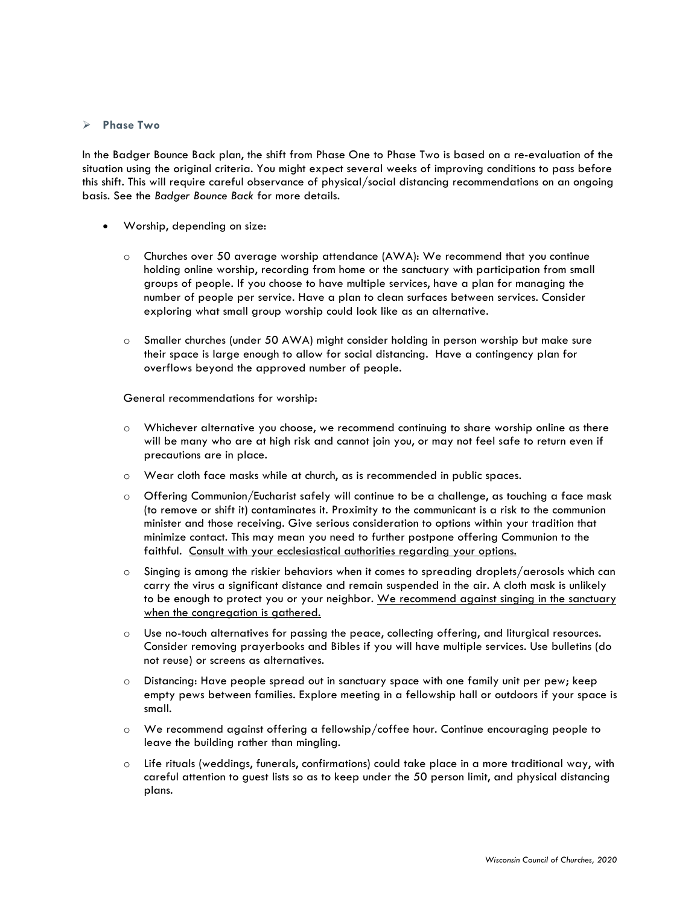## Phase Two

In the Badger Bounce Back plan, the shift from Phase One to Phase Two is based on a re-evaluation of the situation using the original criteria. You might expect several weeks of improving conditions to pass before this shift. This will require careful observance of physical/social distancing recommendations on an ongoing basis. See the *Badger Bounce Back* for more details.

- Worship, depending on size:
  - Churches over 50 average worship attendance (AWA): We recommend that you continue holding online worship, recording from home or the sanctuary with participation from small groups of people. If you choose to have multiple services, have a plan for managing the number of people per service. Have a plan to clean surfaces between services. Consider exploring what small group worship could look like as an alternative.
  - Smaller churches (under 50 AWA) might consider holding in person worship but make sure their space is large enough to allow for social distancing. Have a contingency plan for overflows beyond the approved number of people.

  General recommendations for worship:

  - Whichever alternative you choose, we recommend continuing to share worship online as there will be many who are at high risk and cannot join you, or may not feel safe to return even if precautions are in place.
  - Wear cloth face masks while at church, as is recommended in public spaces.
  - Offering Communion/Eucharist safely will continue to be a challenge, as touching a face mask (to remove or shift it) contaminates it. Proximity to the communicant is a risk to the communion minister and those receiving. Give serious consideration to options within your tradition that minimize contact. This may mean you need to further postpone offering Communion to the faithful. <u>Consult with your ecclesiastical authorities regarding your options.</u>
  - Singing is among the riskier behaviors when it comes to spreading droplets/aerosols which can carry the virus a significant distance and remain suspended in the air. A cloth mask is unlikely to be enough to protect you or your neighbor. <u>We recommend against singing in the sanctuary when the congregation is gathered.</u>
  - Use no-touch alternatives for passing the peace, collecting offering, and liturgical resources. Consider removing prayerbooks and Bibles if you will have multiple services. Use bulletins (do not reuse) or screens as alternatives.
  - Distancing: Have people spread out in sanctuary space with one family unit per pew; keep empty pews between families. Explore meeting in a fellowship hall or outdoors if your space is small.
  - We recommend against offering a fellowship/coffee hour. Continue encouraging people to leave the building rather than mingling.
  - Life rituals (weddings, funerals, confirmations) could take place in a more traditional way, with careful attention to guest lists so as to keep under the 50 person limit, and physical distancing plans.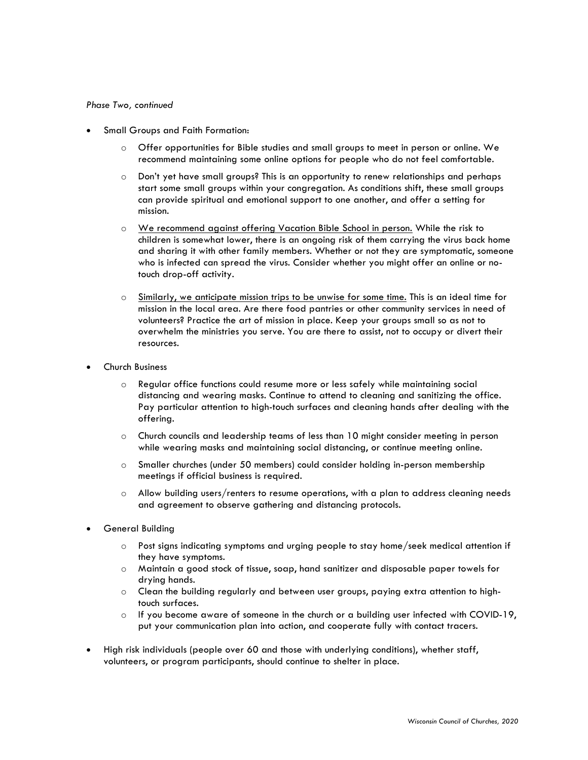*Phase Two, continued*

- Small Groups and Faith Formation:
    - Offer opportunities for Bible studies and small groups to meet in person or online. We recommend maintaining some online options for people who do not feel comfortable.
    - Don't yet have small groups? This is an opportunity to renew relationships and perhaps start some small groups within your congregation. As conditions shift, these small groups can provide spiritual and emotional support to one another, and offer a setting for mission.
    - <u>We recommend against offering Vacation Bible School in person.</u> While the risk to children is somewhat lower, there is an ongoing risk of them carrying the virus back home and sharing it with other family members. Whether or not they are symptomatic, someone who is infected can spread the virus. Consider whether you might offer an online or no-touch drop-off activity.
    - <u>Similarly, we anticipate mission trips to be unwise for some time.</u> This is an ideal time for mission in the local area. Are there food pantries or other community services in need of volunteers? Practice the art of mission in place. Keep your groups small so as not to overwhelm the ministries you serve. You are there to assist, not to occupy or divert their resources.
- Church Business
    - Regular office functions could resume more or less safely while maintaining social distancing and wearing masks. Continue to attend to cleaning and sanitizing the office. Pay particular attention to high-touch surfaces and cleaning hands after dealing with the offering.
    - Church councils and leadership teams of less than 10 might consider meeting in person while wearing masks and maintaining social distancing, or continue meeting online.
    - Smaller churches (under 50 members) could consider holding in-person membership meetings if official business is required.
    - Allow building users/renters to resume operations, with a plan to address cleaning needs and agreement to observe gathering and distancing protocols.
- General Building
    - Post signs indicating symptoms and urging people to stay home/seek medical attention if they have symptoms.
    - Maintain a good stock of tissue, soap, hand sanitizer and disposable paper towels for drying hands.
    - Clean the building regularly and between user groups, paying extra attention to high-touch surfaces.
    - If you become aware of someone in the church or a building user infected with COVID-19, put your communication plan into action, and cooperate fully with contact tracers.
- High risk individuals (people over 60 and those with underlying conditions), whether staff, volunteers, or program participants, should continue to shelter in place.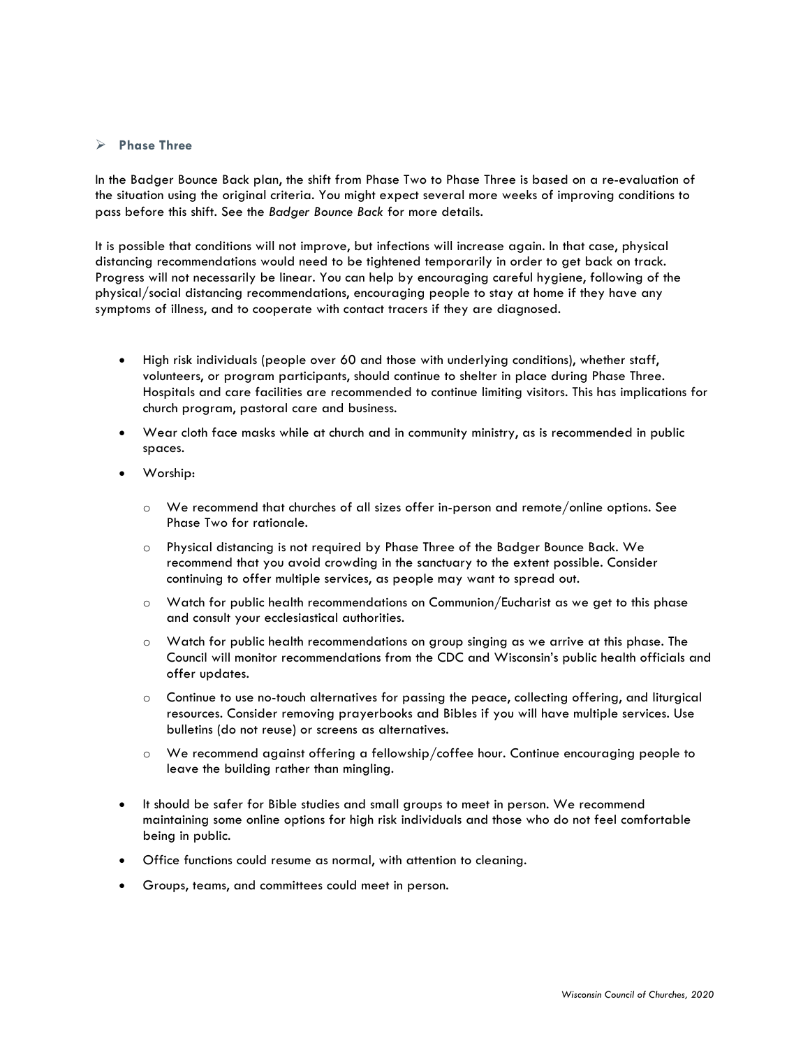- **Phase Three**

In the Badger Bounce Back plan, the shift from Phase Two to Phase Three is based on a re-evaluation of the situation using the original criteria. You might expect several more weeks of improving conditions to pass before this shift. See the *Badger Bounce Back* for more details.

It is possible that conditions will not improve, but infections will increase again. In that case, physical distancing recommendations would need to be tightened temporarily in order to get back on track. Progress will not necessarily be linear. You can help by encouraging careful hygiene, following of the physical/social distancing recommendations, encouraging people to stay at home if they have any symptoms of illness, and to cooperate with contact tracers if they are diagnosed.

- High risk individuals (people over 60 and those with underlying conditions), whether staff, volunteers, or program participants, should continue to shelter in place during Phase Three. Hospitals and care facilities are recommended to continue limiting visitors. This has implications for church program, pastoral care and business.
- Wear cloth face masks while at church and in community ministry, as is recommended in public spaces.
- Worship:
  - We recommend that churches of all sizes offer in-person and remote/online options. See Phase Two for rationale.
  - Physical distancing is not required by Phase Three of the Badger Bounce Back. We recommend that you avoid crowding in the sanctuary to the extent possible. Consider continuing to offer multiple services, as people may want to spread out.
  - Watch for public health recommendations on Communion/Eucharist as we get to this phase and consult your ecclesiastical authorities.
  - Watch for public health recommendations on group singing as we arrive at this phase. The Council will monitor recommendations from the CDC and Wisconsin's public health officials and offer updates.
  - Continue to use no-touch alternatives for passing the peace, collecting offering, and liturgical resources. Consider removing prayerbooks and Bibles if you will have multiple services. Use bulletins (do not reuse) or screens as alternatives.
  - We recommend against offering a fellowship/coffee hour. Continue encouraging people to leave the building rather than mingling.
- It should be safer for Bible studies and small groups to meet in person. We recommend maintaining some online options for high risk individuals and those who do not feel comfortable being in public.
- Office functions could resume as normal, with attention to cleaning.
- Groups, teams, and committees could meet in person.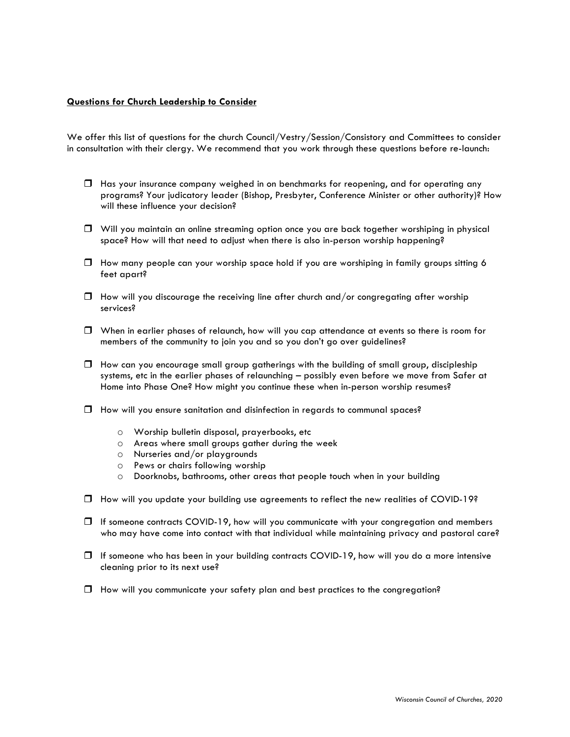**Questions for Church Leadership to Consider**

We offer this list of questions for the church Council/Vestry/Session/Consistory and Committees to consider in consultation with their clergy. We recommend that you work through these questions before re-launch:

- ❒ Has your insurance company weighed in on benchmarks for reopening, and for operating any programs? Your judicatory leader (Bishop, Presbyter, Conference Minister or other authority)? How will these influence your decision?

- ❒ Will you maintain an online streaming option once you are back together worshiping in physical space? How will that need to adjust when there is also in-person worship happening?

- ❒ How many people can your worship space hold if you are worshiping in family groups sitting 6 feet apart?

- ❒ How will you discourage the receiving line after church and/or congregating after worship services?

- ❒ When in earlier phases of relaunch, how will you cap attendance at events so there is room for members of the community to join you and so you don't go over guidelines?

- ❒ How can you encourage small group gatherings with the building of small group, discipleship systems, etc in the earlier phases of relaunching – possibly even before we move from Safer at Home into Phase One? How might you continue these when in-person worship resumes?

- ❒ How will you ensure sanitation and disinfection in regards to communal spaces?
  - Worship bulletin disposal, prayerbooks, etc
  - Areas where small groups gather during the week
  - Nurseries and/or playgrounds
  - Pews or chairs following worship
  - Doorknobs, bathrooms, other areas that people touch when in your building

- ❒ How will you update your building use agreements to reflect the new realities of COVID-19?

- ❒ If someone contracts COVID-19, how will you communicate with your congregation and members who may have come into contact with that individual while maintaining privacy and pastoral care?

- ❒ If someone who has been in your building contracts COVID-19, how will you do a more intensive cleaning prior to its next use?

- ❒ How will you communicate your safety plan and best practices to the congregation?

*Wisconsin Council of Churches, 2020*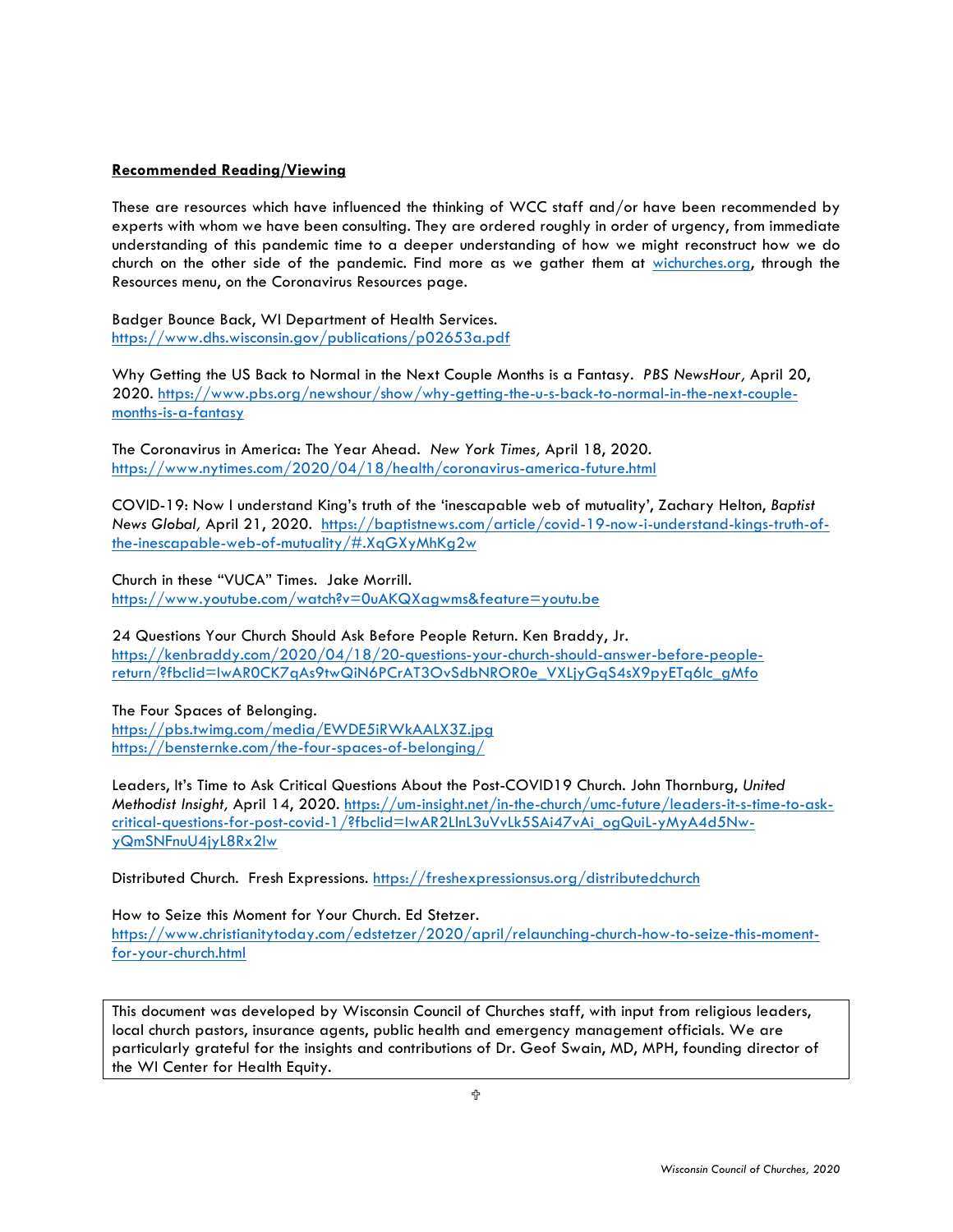**Recommended Reading/Viewing**

These are resources which have influenced the thinking of WCC staff and/or have been recommended by experts with whom we have been consulting. They are ordered roughly in order of urgency, from immediate understanding of this pandemic time to a deeper understanding of how we might reconstruct how we do church on the other side of the pandemic. Find more as we gather them at wichurches.org, through the Resources menu, on the Coronavirus Resources page.

Badger Bounce Back, WI Department of Health Services.
https://www.dhs.wisconsin.gov/publications/p02653a.pdf

Why Getting the US Back to Normal in the Next Couple Months is a Fantasy. *PBS NewsHour,* April 20, 2020. https://www.pbs.org/newshour/show/why-getting-the-u-s-back-to-normal-in-the-next-couple-months-is-a-fantasy

The Coronavirus in America: The Year Ahead. *New York Times,* April 18, 2020.
https://www.nytimes.com/2020/04/18/health/coronavirus-america-future.html

COVID-19: Now I understand King's truth of the 'inescapable web of mutuality', Zachary Helton, *Baptist News Global,* April 21, 2020. https://baptistnews.com/article/covid-19-now-i-understand-kings-truth-of-the-inescapable-web-of-mutuality/#.XqGXyMhKg2w

Church in these "VUCA" Times. Jake Morrill.
https://www.youtube.com/watch?v=0uAKQXagwms&feature=youtu.be

24 Questions Your Church Should Ask Before People Return. Ken Braddy, Jr.
https://kenbraddy.com/2020/04/18/20-questions-your-church-should-answer-before-people-return/?fbclid=IwAR0CK7qAs9twQiN6PCrAT3OvSdbNROR0e_VXLjyGqS4sX9pyETq6lc_gMfo

The Four Spaces of Belonging.
https://pbs.twimg.com/media/EWDE5iRWkAALX3Z.jpg
https://bensternke.com/the-four-spaces-of-belonging/

Leaders, It's Time to Ask Critical Questions About the Post-COVID19 Church. John Thornburg, *United Methodist Insight,* April 14, 2020. https://um-insight.net/in-the-church/umc-future/leaders-it-s-time-to-ask-critical-questions-for-post-covid-1/?fbclid=IwAR2LlnL3uVvLk5SAi47vAi_ogQuiL-yMyA4d5Nw-yQmSNFnuU4jyL8Rx2Iw

Distributed Church. Fresh Expressions. https://freshexpressionsus.org/distributedchurch

How to Seize this Moment for Your Church. Ed Stetzer.
https://www.christianitytoday.com/edstetzer/2020/april/relaunching-church-how-to-seize-this-moment-for-your-church.html

This document was developed by Wisconsin Council of Churches staff, with input from religious leaders, local church pastors, insurance agents, public health and emergency management officials. We are particularly grateful for the insights and contributions of Dr. Geof Swain, MD, MPH, founding director of the WI Center for Health Equity.

✞